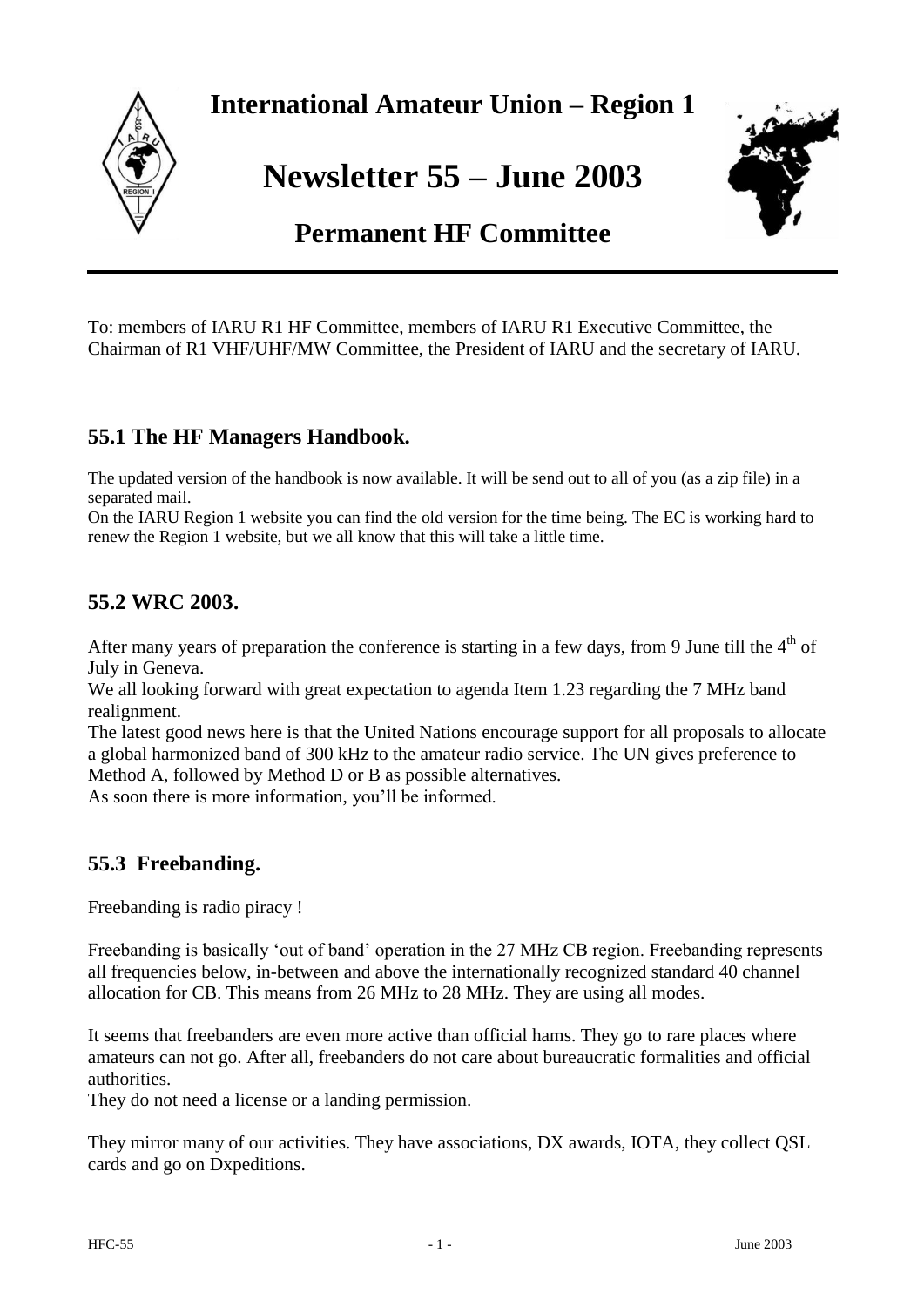# International Amateur Union – Region 1

# Newsletter 55 – June 2003

## Permanent HF Committee

To: members of IARU R1 HF Committee, members of IARU R1 Executive Committee, the Chairman of R1 VHF/UHF/MW Committee, the President of IARU and the secretary of IARU.

### 55.1 The HF Managers Handbook.

The updated version of the handbook is now available. It will be send out to all of you (as a zip file) in a separated mail.

On the IARU Region 1 website you can find the old version for the time being. The EC is working hard to renew the Region 1 website, but we all know that this will take a little time.

### 55.2 WRC 2003.

After many years of preparation the conference is starting in a few days, from 9 June till the 4th of July in Geneva.

We all looking forward with great expectation to agenda Item 1.23 regarding the 7 MHz band realignment.

The latest good news here is that the United Nations encourage support for all proposals to allocate a global harmonized band of 300 kHz to the amateur radio service. The UN gives preference to Method A, followed by Method D or B as possible alternatives.

As soon there is more information, you'll be informed.

### 55.3 Freebanding.

Freebanding is radio piracy !

Freebanding is basically 'out of band' operation in the 27 MHz CB region. Freebanding represents all frequencies below, in-between and above the internationally recognized standard 40 channel allocation for CB. This means from 26 MHz to 28 MHz. They are using all modes.

It seems that freebanders are even more active than official hams. They go to rare places where amateurs can not go. After all, freebanders do not care about bureaucratic formalities and official authorities.

They do not need a license or a landing permission.

They mirror many of our activities. They have associations, DX awards, IOTA, they collect QSL cards and go on Dxpeditions.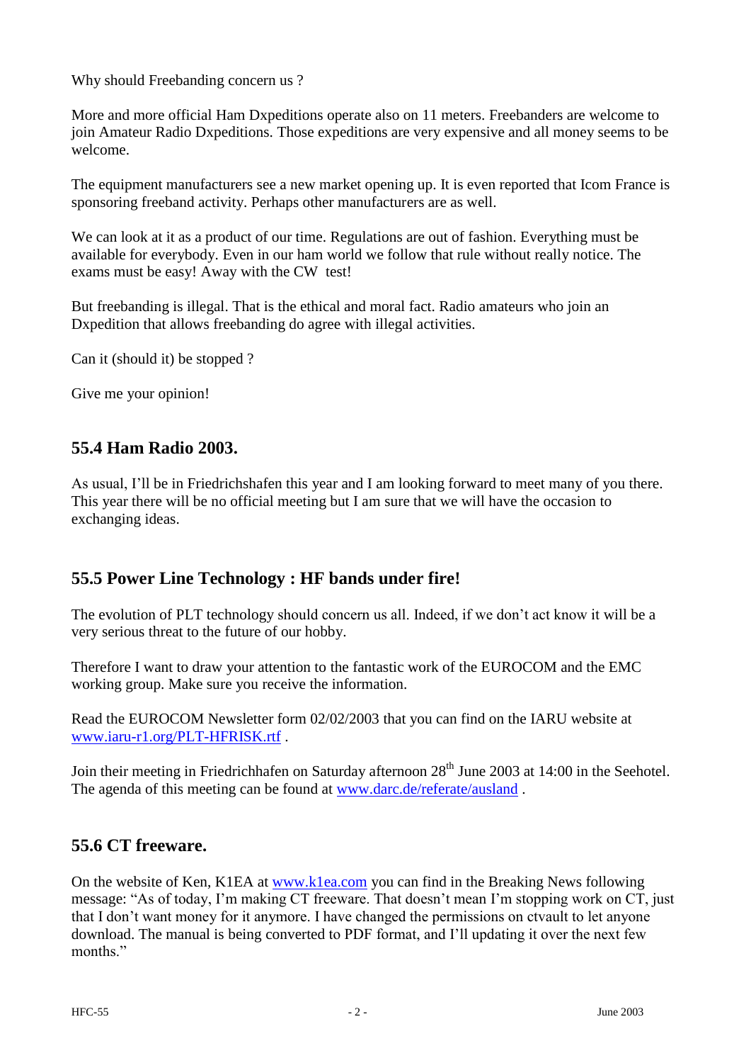Why should Freebanding concern us ?

More and more official Ham Dxpeditions operate also on 11 meters. Freebanders are welcome to join Amateur Radio Dxpeditions. Those expeditions are very expensive and all money seems to be welcome.

The equipment manufacturers see a new market opening up. It is even reported that Icom France is sponsoring freeband activity. Perhaps other manufacturers are as well.

We can look at it as a product of our time. Regulations are out of fashion. Everything must be available for everybody. Even in our ham world we follow that rule without really notice. The exams must be easy! Away with the CW test!

But freebanding is illegal. That is the ethical and moral fact. Radio amateurs who join an Dxpedition that allows freebanding do agree with illegal activities.

Can it (should it) be stopped ?

Give me your opinion!

## 55.4 Ham Radio 2003.

As usual, I'll be in Friedrichshafen this year and I am looking forward to meet many of you there. This year there will be no official meeting but I am sure that we will have the occasion to exchanging ideas.

## 55.5 Power Line Technology : HF bands under fire!

The evolution of PLT technology should concern us all. Indeed, if we don't act know it will be a very serious threat to the future of our hobby.

Therefore I want to draw your attention to the fantastic work of the EUROCOM and the EMC working group. Make sure you receive the information.

Read the EUROCOM Newsletter form 02/02/2003 that you can find on the IARU website at www.iaru-r1.org/PLT-HFRISK.rtf .

Join their meeting in Friedrichhafen on Saturday afternoon 28th June 2003 at 14:00 in the Seehotel. The agenda of this meeting can be found at www.darc.de/referate/ausland .

## 55.6 CT freeware.

On the website of Ken, K1EA at www.k1ea.com you can find in the Breaking News following message: "As of today, I'm making CT freeware. That doesn't mean I'm stopping work on CT, just that I don't want money for it anymore. I have changed the permissions on ctvault to let anyone download. The manual is being converted to PDF format, and I'll updating it over the next few months."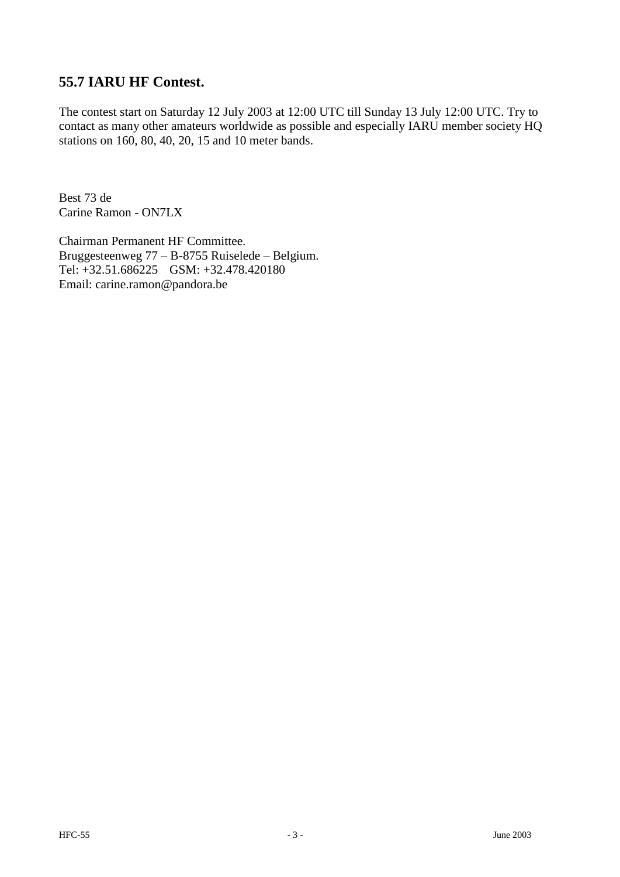## 55.7 IARU HF Contest.

The contest start on Saturday 12 July 2003 at 12:00 UTC till Sunday 13 July 12:00 UTC. Try to contact as many other amateurs worldwide as possible and especially IARU member society HQ stations on 160, 80, 40, 20, 15 and 10 meter bands.

Best 73 de
Carine Ramon - ON7LX

Chairman Permanent HF Committee.
Bruggesteenweg 77 – B-8755 Ruiselede – Belgium.
Tel: +32.51.686225 GSM: +32.478.420180
Email: carine.ramon@pandora.be